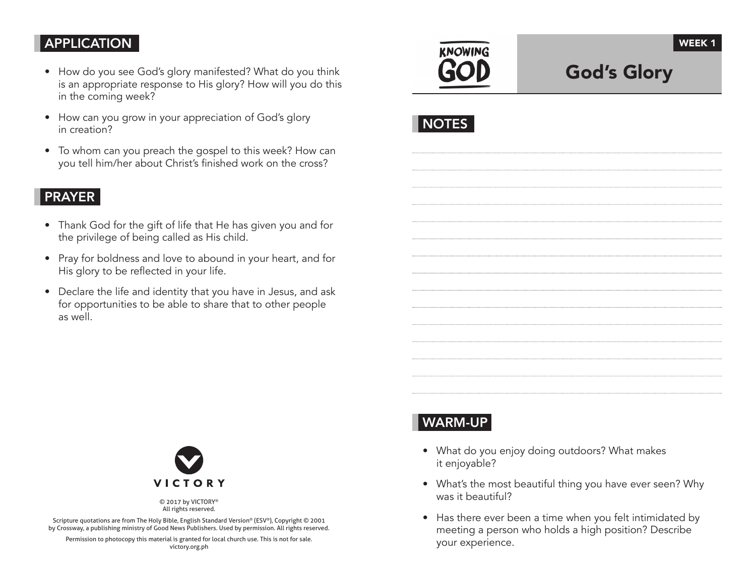## APPLICATION

- How do you see God's glory manifested? What do you think is an appropriate response to His glory? How will you do this in the coming week?
- How can you grow in your appreciation of God's glory in creation?
- To whom can you preach the gospel to this week? How can you tell him/her about Christ's finished work on the cross?

## PRAYER

- Thank God for the gift of life that He has given you and for the privilege of being called as His child.
- Pray for boldness and love to abound in your heart, and for His glory to be reflected in your life.
- Declare the life and identity that you have in Jesus, and ask for opportunities to be able to share that to other people as well.

VICTORY

© 2017 by VICTORY®
All rights reserved.

Scripture quotations are from The Holy Bible, English Standard Version® (ESV®), Copyright © 2001 by Crossway, a publishing ministry of Good News Publishers. Used by permission. All rights reserved.

Permission to photocopy this material is granted for local church use. This is not for sale.
victory.org.ph

KNOWING GOD

WEEK 1

# God's Glory

## NOTES

## WARM-UP

- What do you enjoy doing outdoors? What makes it enjoyable?
- What's the most beautiful thing you have ever seen? Why was it beautiful?
- Has there ever been a time when you felt intimidated by meeting a person who holds a high position? Describe your experience.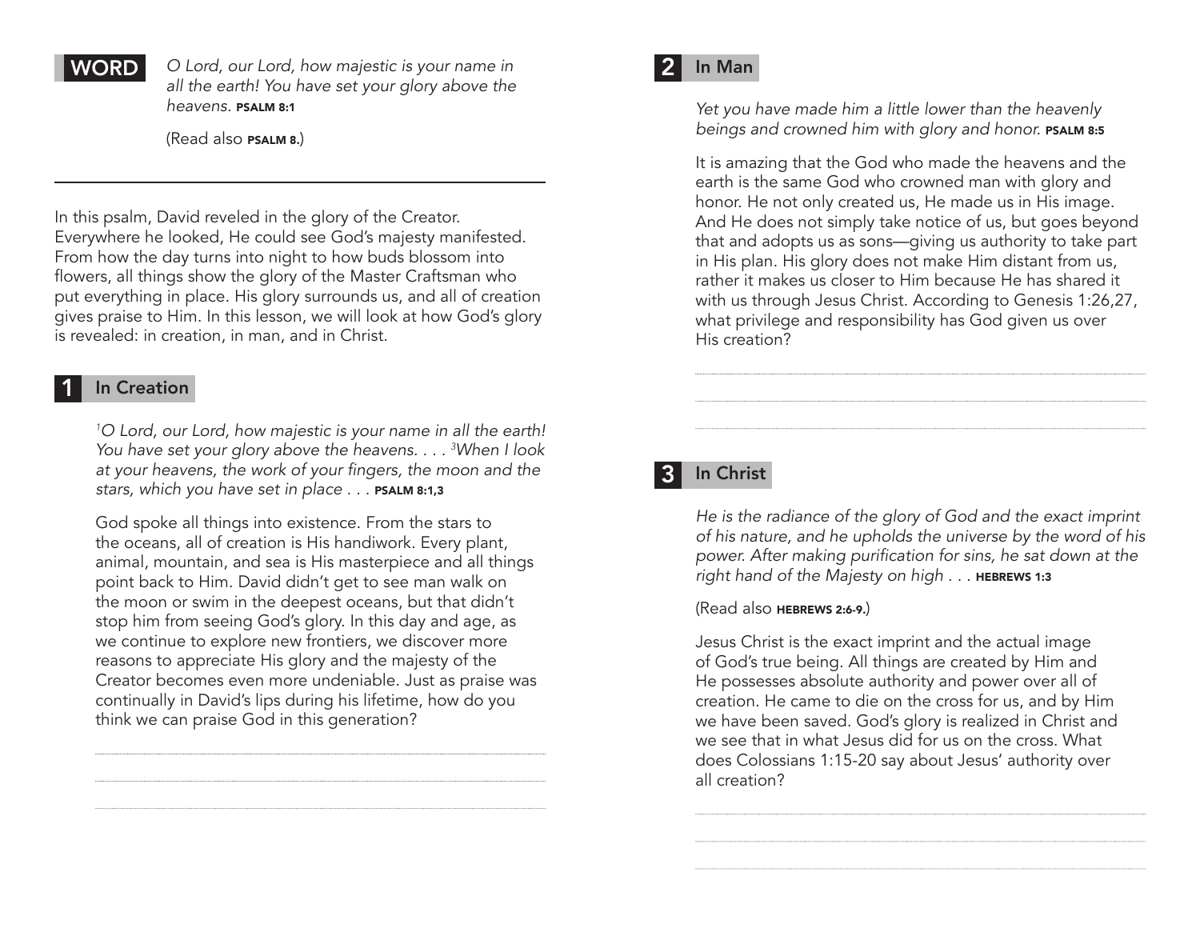**WORD**

*O Lord, our Lord, how majestic is your name in all the earth! You have set your glory above the heavens.* **PSALM 8:1**

(Read also **PSALM 8.**)

---

In this psalm, David reveled in the glory of the Creator. Everywhere he looked, He could see God's majesty manifested. From how the day turns into night to how buds blossom into flowers, all things show the glory of the Master Craftsman who put everything in place. His glory surrounds us, and all of creation gives praise to Him. In this lesson, we will look at how God's glory is revealed: in creation, in man, and in Christ.

## 1 In Creation

*[1]O Lord, our Lord, how majestic is your name in all the earth! You have set your glory above the heavens. . . . [3]When I look at your heavens, the work of your fingers, the moon and the stars, which you have set in place . . .* **PSALM 8:1,3**

God spoke all things into existence. From the stars to the oceans, all of creation is His handiwork. Every plant, animal, mountain, and sea is His masterpiece and all things point back to Him. David didn't get to see man walk on the moon or swim in the deepest oceans, but that didn't stop him from seeing God's glory. In this day and age, as we continue to explore new frontiers, we discover more reasons to appreciate His glory and the majesty of the Creator becomes even more undeniable. Just as praise was continually in David's lips during his lifetime, how do you think we can praise God in this generation?

## 2 In Man

*Yet you have made him a little lower than the heavenly beings and crowned him with glory and honor.* **PSALM 8:5**

It is amazing that the God who made the heavens and the earth is the same God who crowned man with glory and honor. He not only created us, He made us in His image. And He does not simply take notice of us, but goes beyond that and adopts us as sons—giving us authority to take part in His plan. His glory does not make Him distant from us, rather it makes us closer to Him because He has shared it with us through Jesus Christ. According to Genesis 1:26,27, what privilege and responsibility has God given us over His creation?

## 3 In Christ

*He is the radiance of the glory of God and the exact imprint of his nature, and he upholds the universe by the word of his power. After making purification for sins, he sat down at the right hand of the Majesty on high . . .* **HEBREWS 1:3**

(Read also **HEBREWS 2:6-9.**)

Jesus Christ is the exact imprint and the actual image of God's true being. All things are created by Him and He possesses absolute authority and power over all of creation. He came to die on the cross for us, and by Him we have been saved. God's glory is realized in Christ and we see that in what Jesus did for us on the cross. What does Colossians 1:15-20 say about Jesus' authority over all creation?